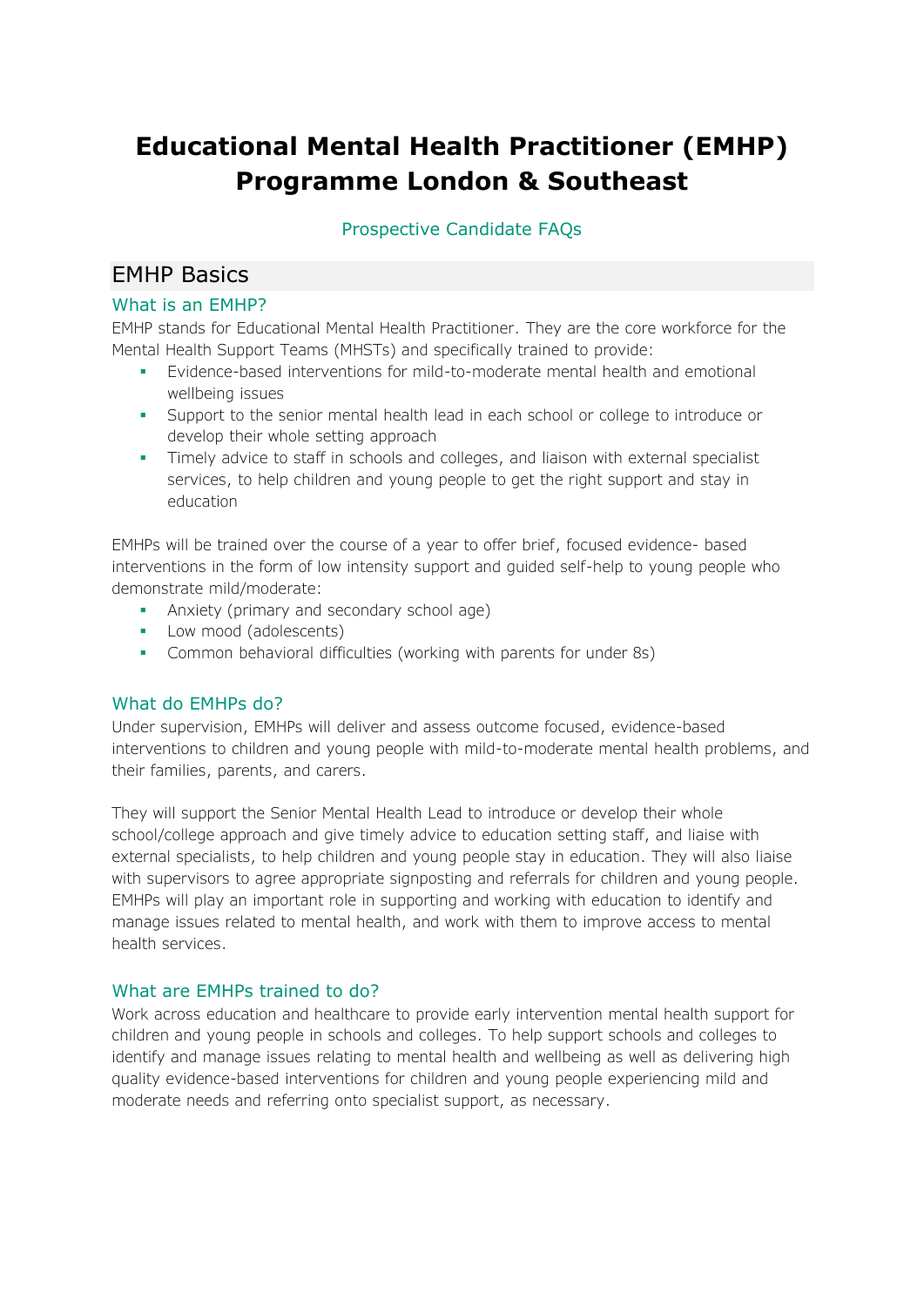# Educational Mental Health Practitioner (EMHP) Programme London & Southeast

Prospective Candidate FAQs

## EMHP Basics

### What is an EMHP?

EMHP stands for Educational Mental Health Practitioner. They are the core workforce for the Mental Health Support Teams (MHSTs) and specifically trained to provide:

- Evidence-based interventions for mild-to-moderate mental health and emotional wellbeing issues
- Support to the senior mental health lead in each school or college to introduce or develop their whole setting approach
- Timely advice to staff in schools and colleges, and liaison with external specialist services, to help children and young people to get the right support and stay in education

EMHPs will be trained over the course of a year to offer brief, focused evidence- based interventions in the form of low intensity support and guided self-help to young people who demonstrate mild/moderate:

- Anxiety (primary and secondary school age)
- Low mood (adolescents)
- Common behavioral difficulties (working with parents for under 8s)

### What do EMHPs do?

Under supervision, EMHPs will deliver and assess outcome focused, evidence-based interventions to children and young people with mild-to-moderate mental health problems, and their families, parents, and carers.

They will support the Senior Mental Health Lead to introduce or develop their whole school/college approach and give timely advice to education setting staff, and liaise with external specialists, to help children and young people stay in education. They will also liaise with supervisors to agree appropriate signposting and referrals for children and young people. EMHPs will play an important role in supporting and working with education to identify and manage issues related to mental health, and work with them to improve access to mental health services.

### What are EMHPs trained to do?

Work across education and healthcare to provide early intervention mental health support for children and young people in schools and colleges. To help support schools and colleges to identify and manage issues relating to mental health and wellbeing as well as delivering high quality evidence-based interventions for children and young people experiencing mild and moderate needs and referring onto specialist support, as necessary.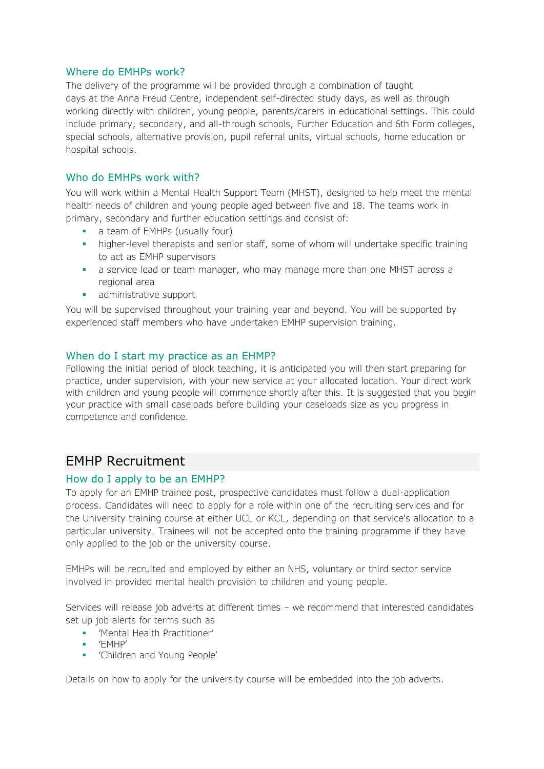### Where do EMHPs work?

The delivery of the programme will be provided through a combination of taught days at the Anna Freud Centre, independent self-directed study days, as well as through working directly with children, young people, parents/carers in educational settings. This could include primary, secondary, and all-through schools, Further Education and 6th Form colleges, special schools, alternative provision, pupil referral units, virtual schools, home education or hospital schools.

### Who do EMHPs work with?

You will work within a Mental Health Support Team (MHST), designed to help meet the mental health needs of children and young people aged between five and 18. The teams work in primary, secondary and further education settings and consist of:

- a team of EMHPs (usually four)
- higher-level therapists and senior staff, some of whom will undertake specific training to act as EMHP supervisors
- a service lead or team manager, who may manage more than one MHST across a regional area
- administrative support

You will be supervised throughout your training year and beyond. You will be supported by experienced staff members who have undertaken EMHP supervision training.

### When do I start my practice as an EHMP?

Following the initial period of block teaching, it is anticipated you will then start preparing for practice, under supervision, with your new service at your allocated location. Your direct work with children and young people will commence shortly after this. It is suggested that you begin your practice with small caseloads before building your caseloads size as you progress in competence and confidence.

## EMHP Recruitment

### How do I apply to be an EMHP?

To apply for an EMHP trainee post, prospective candidates must follow a dual-application process. Candidates will need to apply for a role within one of the recruiting services and for the University training course at either UCL or KCL, depending on that service's allocation to a particular university. Trainees will not be accepted onto the training programme if they have only applied to the job or the university course.

EMHPs will be recruited and employed by either an NHS, voluntary or third sector service involved in provided mental health provision to children and young people.

Services will release job adverts at different times – we recommend that interested candidates set up job alerts for terms such as

- 'Mental Health Practitioner'
- 'EMHP'
- 'Children and Young People'

Details on how to apply for the university course will be embedded into the job adverts.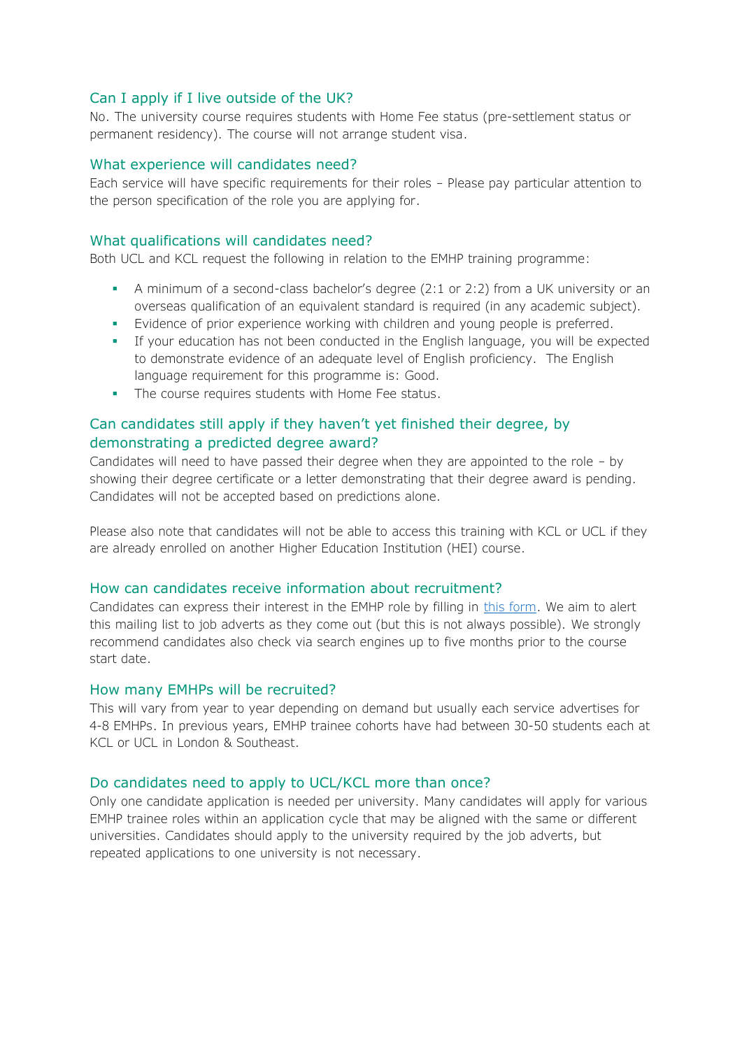## Can I apply if I live outside of the UK?

No. The university course requires students with Home Fee status (pre-settlement status or permanent residency). The course will not arrange student visa.

## What experience will candidates need?

Each service will have specific requirements for their roles – Please pay particular attention to the person specification of the role you are applying for.

## What qualifications will candidates need?

Both UCL and KCL request the following in relation to the EMHP training programme:

- A minimum of a second-class bachelor's degree (2:1 or 2:2) from a UK university or an overseas qualification of an equivalent standard is required (in any academic subject).
- Evidence of prior experience working with children and young people is preferred.
- If your education has not been conducted in the English language, you will be expected to demonstrate evidence of an adequate level of English proficiency. The English language requirement for this programme is: Good.
- The course requires students with Home Fee status.

## Can candidates still apply if they haven't yet finished their degree, by demonstrating a predicted degree award?

Candidates will need to have passed their degree when they are appointed to the role – by showing their degree certificate or a letter demonstrating that their degree award is pending. Candidates will not be accepted based on predictions alone.

Please also note that candidates will not be able to access this training with KCL or UCL if they are already enrolled on another Higher Education Institution (HEI) course.

## How can candidates receive information about recruitment?

Candidates can express their interest in the EMHP role by filling in this form. We aim to alert this mailing list to job adverts as they come out (but this is not always possible). We strongly recommend candidates also check via search engines up to five months prior to the course start date.

## How many EMHPs will be recruited?

This will vary from year to year depending on demand but usually each service advertises for 4-8 EMHPs. In previous years, EMHP trainee cohorts have had between 30-50 students each at KCL or UCL in London & Southeast.

## Do candidates need to apply to UCL/KCL more than once?

Only one candidate application is needed per university. Many candidates will apply for various EMHP trainee roles within an application cycle that may be aligned with the same or different universities. Candidates should apply to the university required by the job adverts, but repeated applications to one university is not necessary.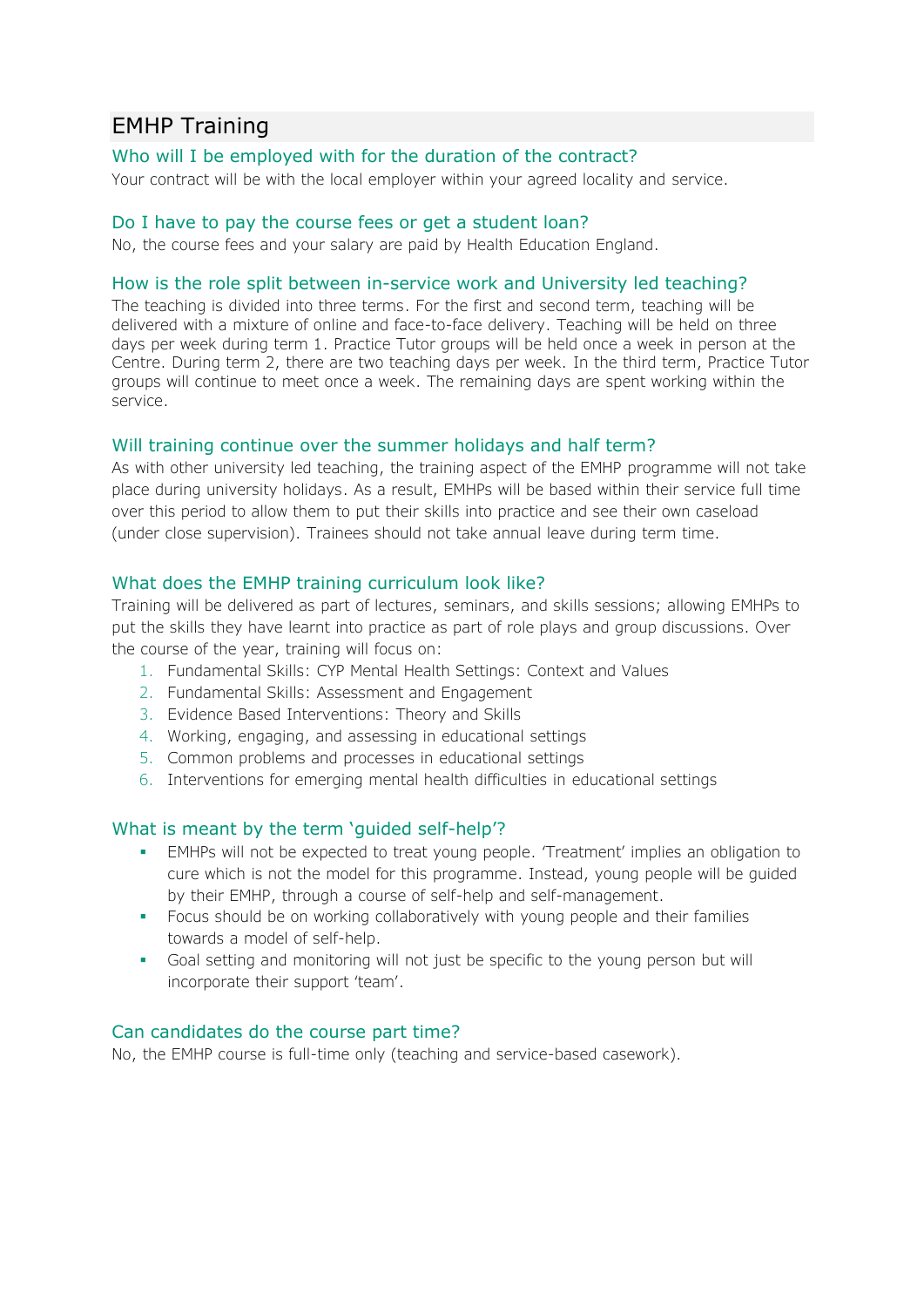## EMHP Training

### Who will I be employed with for the duration of the contract?

Your contract will be with the local employer within your agreed locality and service.

### Do I have to pay the course fees or get a student loan?

No, the course fees and your salary are paid by Health Education England.

### How is the role split between in-service work and University led teaching?

The teaching is divided into three terms. For the first and second term, teaching will be delivered with a mixture of online and face-to-face delivery. Teaching will be held on three days per week during term 1. Practice Tutor groups will be held once a week in person at the Centre. During term 2, there are two teaching days per week. In the third term, Practice Tutor groups will continue to meet once a week. The remaining days are spent working within the service.

### Will training continue over the summer holidays and half term?

As with other university led teaching, the training aspect of the EMHP programme will not take place during university holidays. As a result, EMHPs will be based within their service full time over this period to allow them to put their skills into practice and see their own caseload (under close supervision). Trainees should not take annual leave during term time.

### What does the EMHP training curriculum look like?

Training will be delivered as part of lectures, seminars, and skills sessions; allowing EMHPs to put the skills they have learnt into practice as part of role plays and group discussions. Over the course of the year, training will focus on:

1. Fundamental Skills: CYP Mental Health Settings: Context and Values
2. Fundamental Skills: Assessment and Engagement
3. Evidence Based Interventions: Theory and Skills
4. Working, engaging, and assessing in educational settings
5. Common problems and processes in educational settings
6. Interventions for emerging mental health difficulties in educational settings

### What is meant by the term 'guided self-help'?

- EMHPs will not be expected to treat young people. 'Treatment' implies an obligation to cure which is not the model for this programme. Instead, young people will be guided by their EMHP, through a course of self-help and self-management.
- Focus should be on working collaboratively with young people and their families towards a model of self-help.
- Goal setting and monitoring will not just be specific to the young person but will incorporate their support 'team'.

### Can candidates do the course part time?

No, the EMHP course is full-time only (teaching and service-based casework).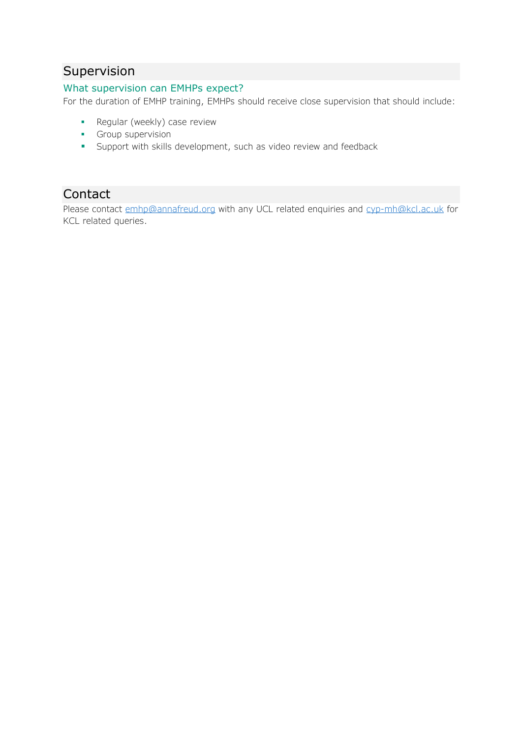## Supervision

### What supervision can EMHPs expect?

For the duration of EMHP training, EMHPs should receive close supervision that should include:

- Regular (weekly) case review
- Group supervision
- Support with skills development, such as video review and feedback

## Contact

Please contact [emhp@annafreud.org](mailto:emhp@annafreud.org) with any UCL related enquiries and [cyp-mh@kcl.ac.uk](mailto:cyp-mh@kcl.ac.uk) for KCL related queries.